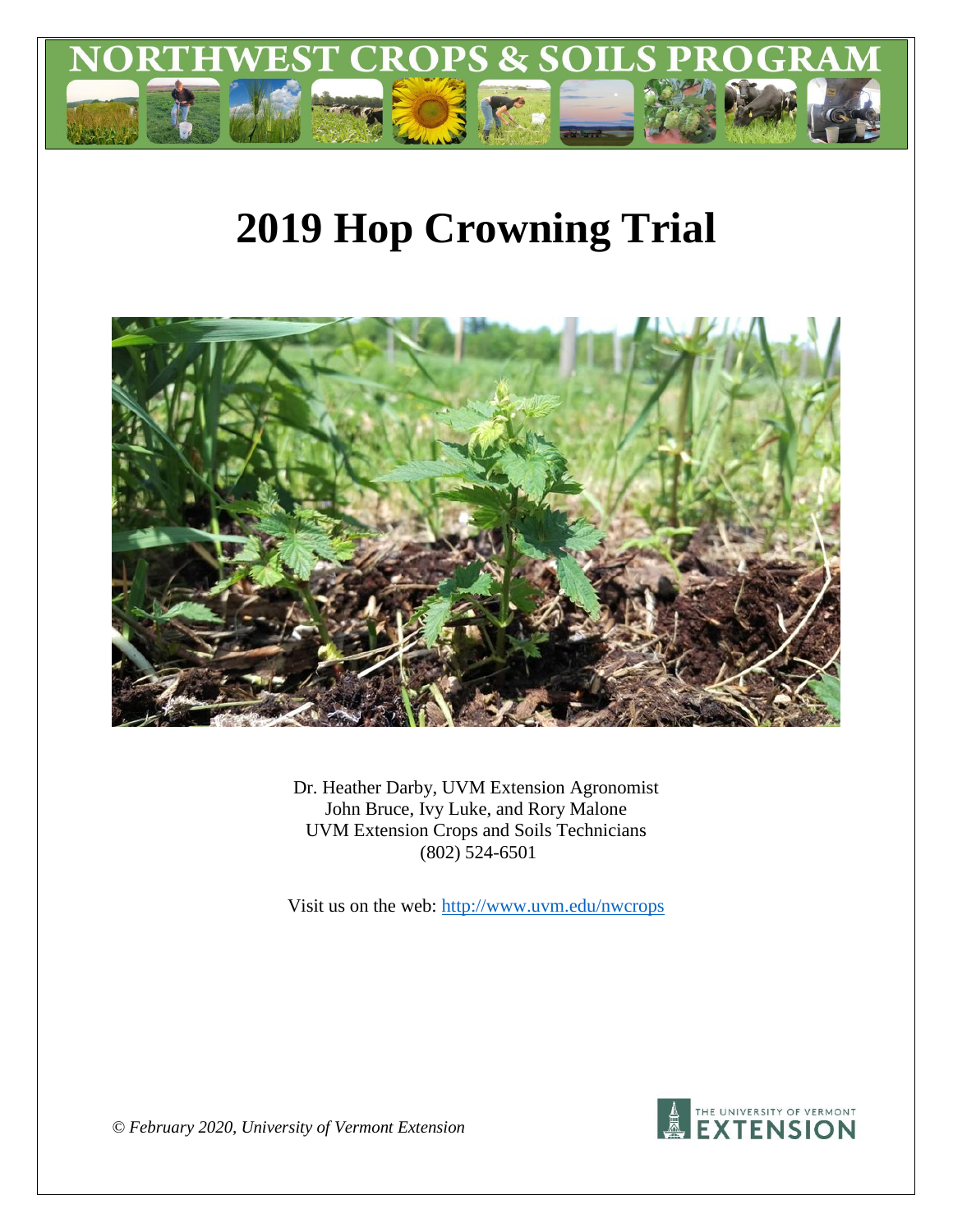NORTHWEST CROPS & SOILS PROGRAM

# 2019 Hop Crowning Trial

Dr. Heather Darby, UVM Extension Agronomist
John Bruce, Ivy Luke, and Rory Malone
UVM Extension Crops and Soils Technicians
(802) 524-6501

Visit us on the web: http://www.uvm.edu/nwcrops

*© February 2020, University of Vermont Extension*

THE UNIVERSITY OF VERMONT EXTENSION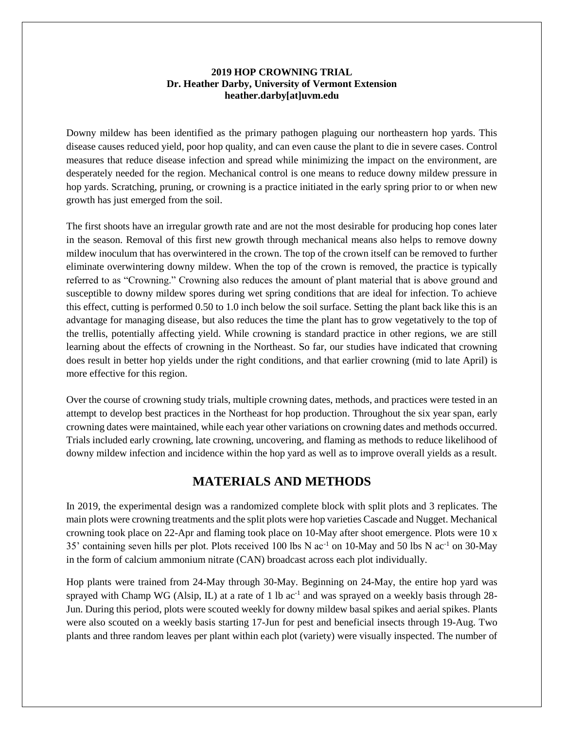**2019 HOP CROWNING TRIAL**
**Dr. Heather Darby, University of Vermont Extension**
**heather.darby[at]uvm.edu**

Downy mildew has been identified as the primary pathogen plaguing our northeastern hop yards. This disease causes reduced yield, poor hop quality, and can even cause the plant to die in severe cases. Control measures that reduce disease infection and spread while minimizing the impact on the environment, are desperately needed for the region. Mechanical control is one means to reduce downy mildew pressure in hop yards. Scratching, pruning, or crowning is a practice initiated in the early spring prior to or when new growth has just emerged from the soil.

The first shoots have an irregular growth rate and are not the most desirable for producing hop cones later in the season. Removal of this first new growth through mechanical means also helps to remove downy mildew inoculum that has overwintered in the crown. The top of the crown itself can be removed to further eliminate overwintering downy mildew. When the top of the crown is removed, the practice is typically referred to as "Crowning." Crowning also reduces the amount of plant material that is above ground and susceptible to downy mildew spores during wet spring conditions that are ideal for infection. To achieve this effect, cutting is performed 0.50 to 1.0 inch below the soil surface. Setting the plant back like this is an advantage for managing disease, but also reduces the time the plant has to grow vegetatively to the top of the trellis, potentially affecting yield. While crowning is standard practice in other regions, we are still learning about the effects of crowning in the Northeast. So far, our studies have indicated that crowning does result in better hop yields under the right conditions, and that earlier crowning (mid to late April) is more effective for this region.

Over the course of crowning study trials, multiple crowning dates, methods, and practices were tested in an attempt to develop best practices in the Northeast for hop production. Throughout the six year span, early crowning dates were maintained, while each year other variations on crowning dates and methods occurred. Trials included early crowning, late crowning, uncovering, and flaming as methods to reduce likelihood of downy mildew infection and incidence within the hop yard as well as to improve overall yields as a result.

## MATERIALS AND METHODS

In 2019, the experimental design was a randomized complete block with split plots and 3 replicates. The main plots were crowning treatments and the split plots were hop varieties Cascade and Nugget. Mechanical crowning took place on 22-Apr and flaming took place on 10-May after shoot emergence. Plots were 10 x 35' containing seven hills per plot. Plots received 100 lbs N $ac^{-1}$ on 10-May and 50 lbs N $ac^{-1}$ on 30-May in the form of calcium ammonium nitrate (CAN) broadcast across each plot individually.

Hop plants were trained from 24-May through 30-May. Beginning on 24-May, the entire hop yard was sprayed with Champ WG (Alsip, IL) at a rate of 1 lb $ac^{-1}$ and was sprayed on a weekly basis through 28-Jun. During this period, plots were scouted weekly for downy mildew basal spikes and aerial spikes. Plants were also scouted on a weekly basis starting 17-Jun for pest and beneficial insects through 19-Aug. Two plants and three random leaves per plant within each plot (variety) were visually inspected. The number of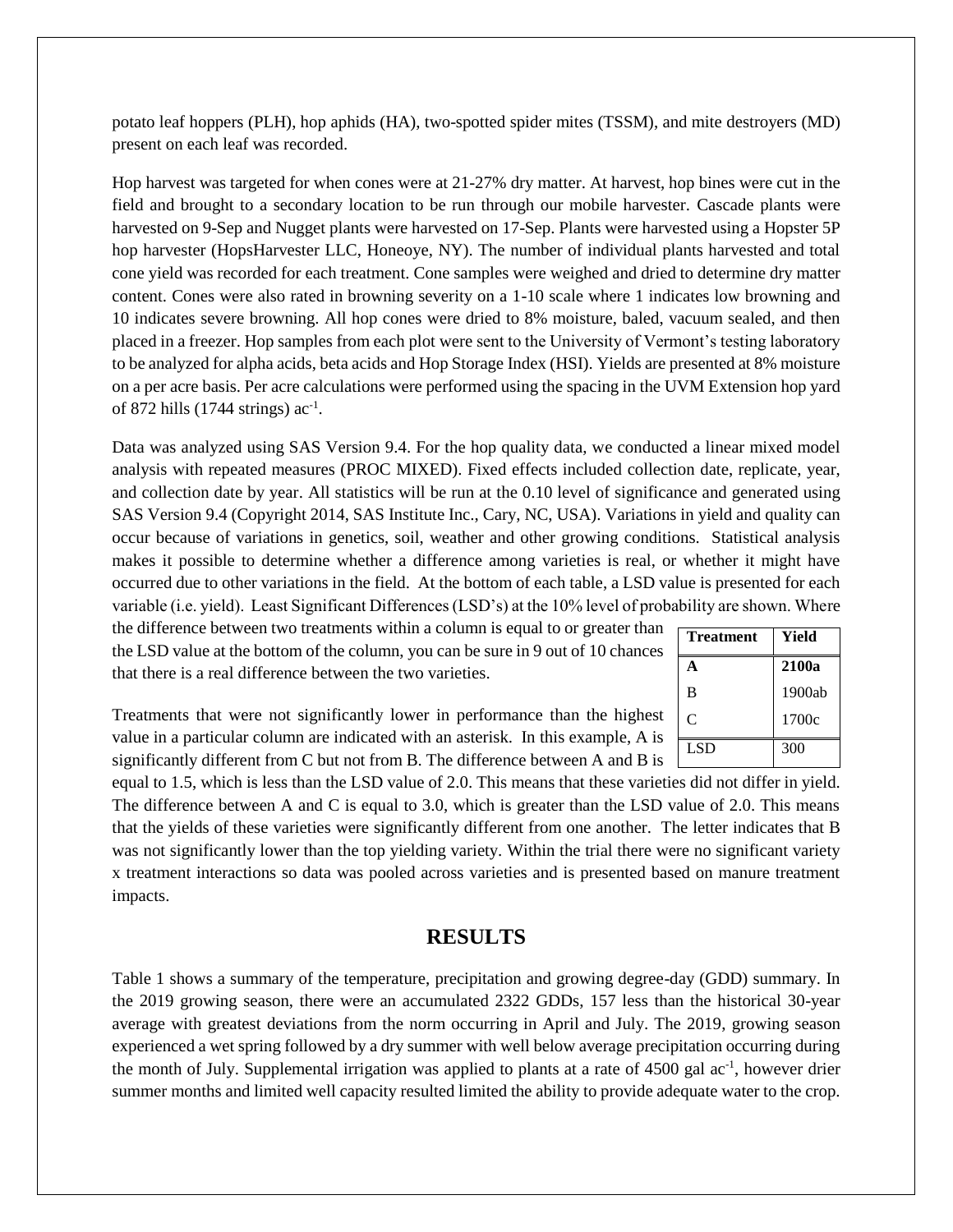potato leaf hoppers (PLH), hop aphids (HA), two-spotted spider mites (TSSM), and mite destroyers (MD) present on each leaf was recorded.

Hop harvest was targeted for when cones were at 21-27% dry matter. At harvest, hop bines were cut in the field and brought to a secondary location to be run through our mobile harvester. Cascade plants were harvested on 9-Sep and Nugget plants were harvested on 17-Sep. Plants were harvested using a Hopster 5P hop harvester (HopsHarvester LLC, Honeoye, NY). The number of individual plants harvested and total cone yield was recorded for each treatment. Cone samples were weighed and dried to determine dry matter content. Cones were also rated in browning severity on a 1-10 scale where 1 indicates low browning and 10 indicates severe browning. All hop cones were dried to 8% moisture, baled, vacuum sealed, and then placed in a freezer. Hop samples from each plot were sent to the University of Vermont's testing laboratory to be analyzed for alpha acids, beta acids and Hop Storage Index (HSI). Yields are presented at 8% moisture on a per acre basis. Per acre calculations were performed using the spacing in the UVM Extension hop yard of 872 hills (1744 strings) $ac^{-1}$.

Data was analyzed using SAS Version 9.4. For the hop quality data, we conducted a linear mixed model analysis with repeated measures (PROC MIXED). Fixed effects included collection date, replicate, year, and collection date by year. All statistics will be run at the 0.10 level of significance and generated using SAS Version 9.4 (Copyright 2014, SAS Institute Inc., Cary, NC, USA). Variations in yield and quality can occur because of variations in genetics, soil, weather and other growing conditions. Statistical analysis makes it possible to determine whether a difference among varieties is real, or whether it might have occurred due to other variations in the field. At the bottom of each table, a LSD value is presented for each variable (i.e. yield). Least Significant Differences (LSD's) at the 10% level of probability are shown. Where the difference between two treatments within a column is equal to or greater than the LSD value at the bottom of the column, you can be sure in 9 out of 10 chances that there is a real difference between the two varieties.

| Treatment | Yield |
|---|---|
| **A** | **2100a** |
| B | 1900ab |
| C | 1700c |
| LSD | 300 |

Treatments that were not significantly lower in performance than the highest value in a particular column are indicated with an asterisk. In this example, A is significantly different from C but not from B. The difference between A and B is equal to 1.5, which is less than the LSD value of 2.0. This means that these varieties did not differ in yield. The difference between A and C is equal to 3.0, which is greater than the LSD value of 2.0. This means that the yields of these varieties were significantly different from one another. The letter indicates that B was not significantly lower than the top yielding variety. Within the trial there were no significant variety x treatment interactions so data was pooled across varieties and is presented based on manure treatment impacts.

## RESULTS

Table 1 shows a summary of the temperature, precipitation and growing degree-day (GDD) summary. In the 2019 growing season, there were an accumulated 2322 GDDs, 157 less than the historical 30-year average with greatest deviations from the norm occurring in April and July. The 2019, growing season experienced a wet spring followed by a dry summer with well below average precipitation occurring during the month of July. Supplemental irrigation was applied to plants at a rate of 4500 gal $ac^{-1}$, however drier summer months and limited well capacity resulted limited the ability to provide adequate water to the crop.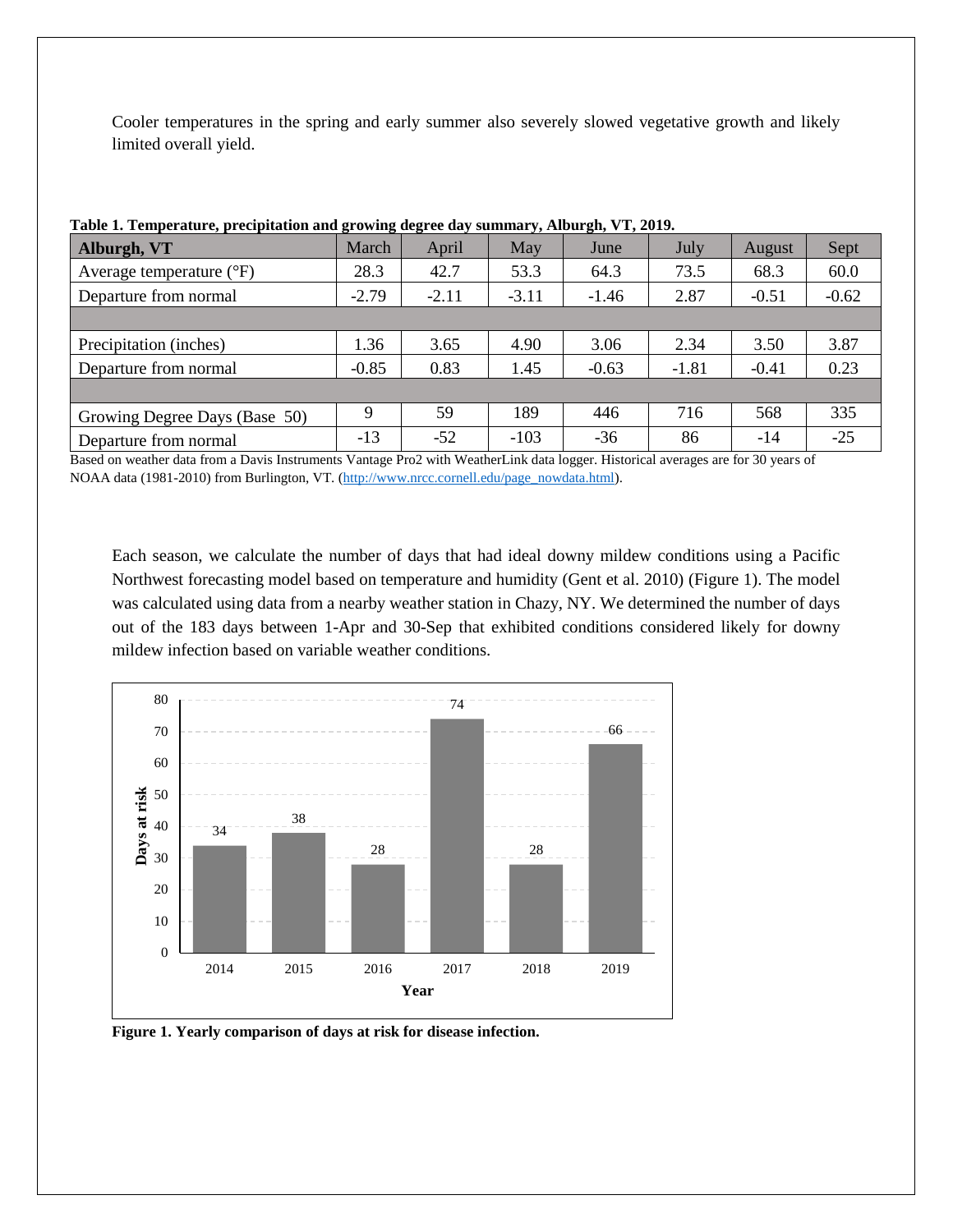Cooler temperatures in the spring and early summer also severely slowed vegetative growth and likely limited overall yield.

**Table 1. Temperature, precipitation and growing degree day summary, Alburgh, VT, 2019.**

| **Alburgh, VT** | March | April | May | June | July | August | Sept |
|---|---|---|---|---|---|---|---|
| Average temperature (°F) | 28.3 | 42.7 | 53.3 | 64.3 | 73.5 | 68.3 | 60.0 |
| Departure from normal | -2.79 | -2.11 | -3.11 | -1.46 | 2.87 | -0.51 | -0.62 |
| | | | | | | | |
| Precipitation (inches) | 1.36 | 3.65 | 4.90 | 3.06 | 2.34 | 3.50 | 3.87 |
| Departure from normal | -0.85 | 0.83 | 1.45 | -0.63 | -1.81 | -0.41 | 0.23 |
| | | | | | | | |
| Growing Degree Days (Base 50) | 9 | 59 | 189 | 446 | 716 | 568 | 335 |
| Departure from normal | -13 | -52 | -103 | -36 | 86 | -14 | -25 |

Based on weather data from a Davis Instruments Vantage Pro2 with WeatherLink data logger. Historical averages are for 30 years of NOAA data (1981-2010) from Burlington, VT. (http://www.nrcc.cornell.edu/page_nowdata.html).

Each season, we calculate the number of days that had ideal downy mildew conditions using a Pacific Northwest forecasting model based on temperature and humidity (Gent et al. 2010) (Figure 1). The model was calculated using data from a nearby weather station in Chazy, NY. We determined the number of days out of the 183 days between 1-Apr and 30-Sep that exhibited conditions considered likely for downy mildew infection based on variable weather conditions.

Days at risk

0
10
20
30
40
50
60
70
80

34
38
28
74
28
66

2014
2015
2016
2017
2018
2019

Year

**Figure 1. Yearly comparison of days at risk for disease infection.**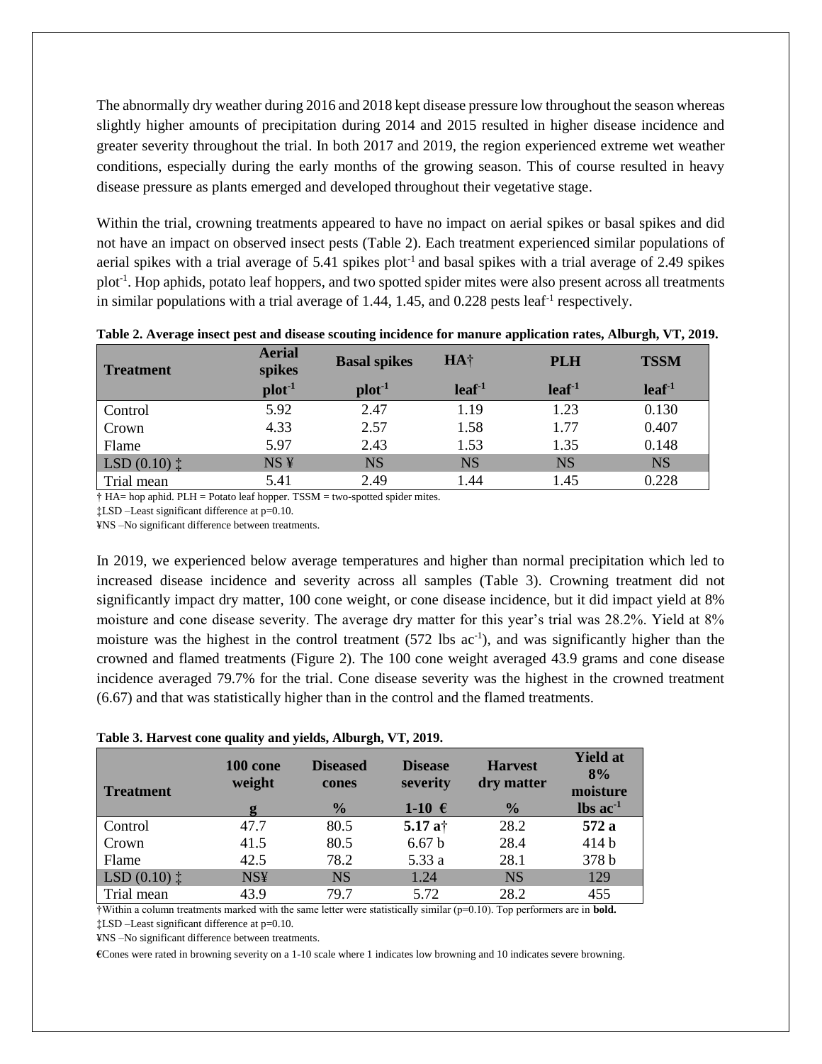The abnormally dry weather during 2016 and 2018 kept disease pressure low throughout the season whereas slightly higher amounts of precipitation during 2014 and 2015 resulted in higher disease incidence and greater severity throughout the trial. In both 2017 and 2019, the region experienced extreme wet weather conditions, especially during the early months of the growing season. This of course resulted in heavy disease pressure as plants emerged and developed throughout their vegetative stage.

Within the trial, crowning treatments appeared to have no impact on aerial spikes or basal spikes and did not have an impact on observed insect pests (Table 2). Each treatment experienced similar populations of aerial spikes with a trial average of 5.41 spikes plot$^{-1}$ and basal spikes with a trial average of 2.49 spikes plot$^{-1}$. Hop aphids, potato leaf hoppers, and two spotted spider mites were also present across all treatments in similar populations with a trial average of 1.44, 1.45, and 0.228 pests leaf$^{-1}$ respectively.

**Table 2. Average insect pest and disease scouting incidence for manure application rates, Alburgh, VT, 2019.**

| Treatment | Aerial spikes | Basal spikes | HA† | PLH | TSSM |
|---|---|---|---|---|---|
| | plot$^{-1}$ | plot$^{-1}$ | leaf$^{-1}$ | leaf$^{-1}$ | leaf$^{-1}$ |
| Control | 5.92 | 2.47 | 1.19 | 1.23 | 0.130 |
| Crown | 4.33 | 2.57 | 1.58 | 1.77 | 0.407 |
| Flame | 5.97 | 2.43 | 1.53 | 1.35 | 0.148 |
| LSD (0.10) ‡ | NS ¥ | NS | NS | NS | NS |
| Trial mean | 5.41 | 2.49 | 1.44 | 1.45 | 0.228 |

† HA= hop aphid. PLH = Potato leaf hopper. TSSM = two-spotted spider mites.

‡LSD –Least significant difference at p=0.10.

¥NS –No significant difference between treatments.

In 2019, we experienced below average temperatures and higher than normal precipitation which led to increased disease incidence and severity across all samples (Table 3). Crowning treatment did not significantly impact dry matter, 100 cone weight, or cone disease incidence, but it did impact yield at 8% moisture and cone disease severity. The average dry matter for this year's trial was 28.2%. Yield at 8% moisture was the highest in the control treatment (572 lbs ac$^{-1}$), and was significantly higher than the crowned and flamed treatments (Figure 2). The 100 cone weight averaged 43.9 grams and cone disease incidence averaged 79.7% for the trial. Cone disease severity was the highest in the crowned treatment (6.67) and that was statistically higher than in the control and the flamed treatments.

**Table 3. Harvest cone quality and yields, Alburgh, VT, 2019.**

| Treatment | 100 cone weight | Diseased cones | Disease severity | Harvest dry matter | Yield at 8% moisture |
|---|---|---|---|---|---|
| | g | % | 1-10 € | % | lbs ac$^{-1}$ |
| Control | 47.7 | 80.5 | **5.17 a**† | 28.2 | **572 a** |
| Crown | 41.5 | 80.5 | 6.67 b | 28.4 | 414 b |
| Flame | 42.5 | 78.2 | 5.33 a | 28.1 | 378 b |
| LSD (0.10) ‡ | NS¥ | NS | 1.24 | NS | 129 |
| Trial mean | 43.9 | 79.7 | 5.72 | 28.2 | 455 |

†Within a column treatments marked with the same letter were statistically similar (p=0.10). Top performers are in **bold.**

‡LSD –Least significant difference at p=0.10.

¥NS –No significant difference between treatments.

€Cones were rated in browning severity on a 1-10 scale where 1 indicates low browning and 10 indicates severe browning.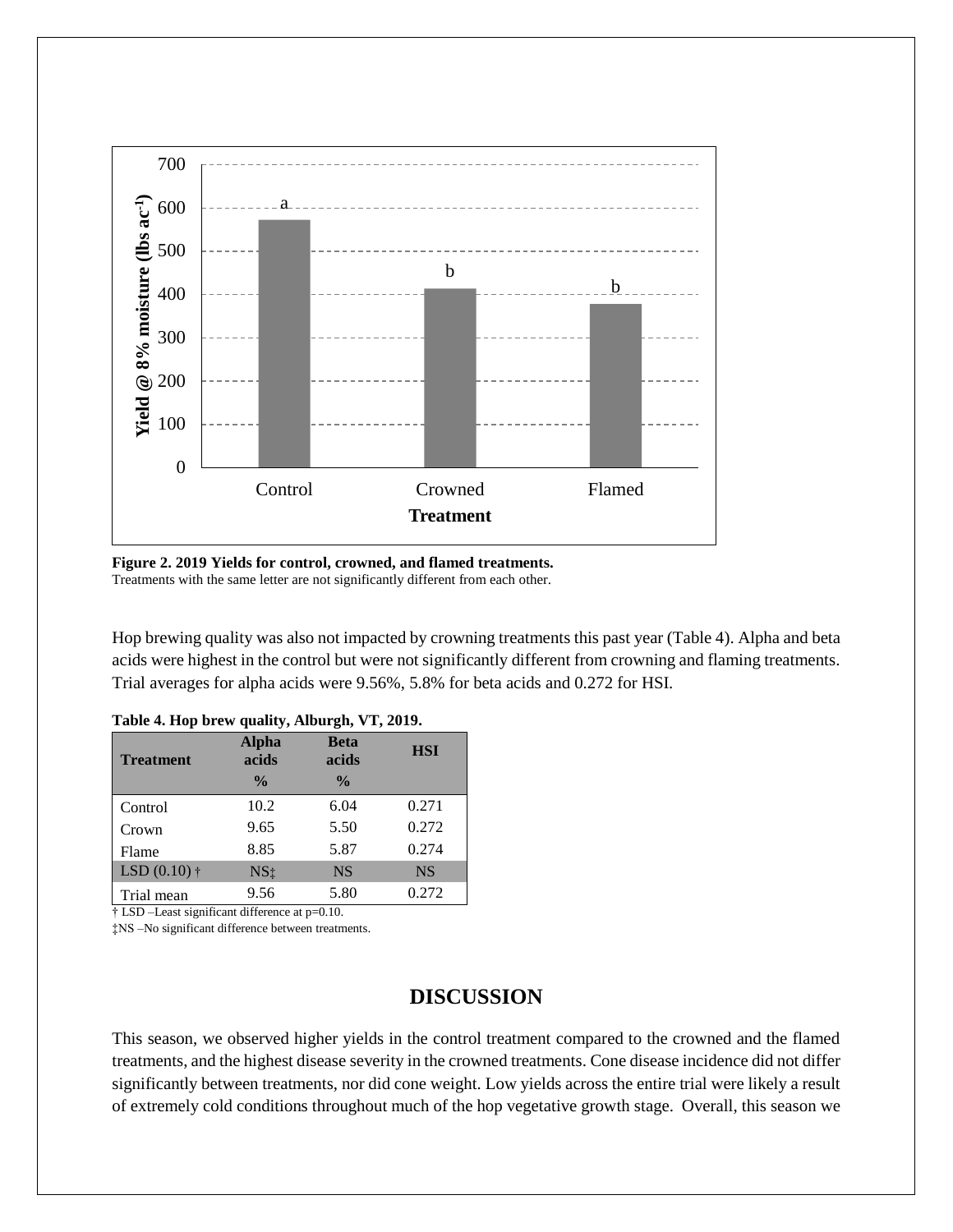700
600
500
400
300
200
100
0

Yield @ 8% moisture (lbs ac$^{-1}$)

a
b
b

Control
Crowned
Flamed

Treatment

**Figure 2. 2019 Yields for control, crowned, and flamed treatments.**
Treatments with the same letter are not significantly different from each other.

Hop brewing quality was also not impacted by crowning treatments this past year (Table 4). Alpha and beta acids were highest in the control but were not significantly different from crowning and flaming treatments. Trial averages for alpha acids were 9.56%, 5.8% for beta acids and 0.272 for HSI.

**Table 4. Hop brew quality, Alburgh, VT, 2019.**

| Treatment | Alpha acids % | Beta acids % | HSI |
|---|---|---|---|
| Control | 10.2 | 6.04 | 0.271 |
| Crown | 9.65 | 5.50 | 0.272 |
| Flame | 8.85 | 5.87 | 0.274 |
| LSD (0.10) † | NS‡ | NS | NS |
| Trial mean | 9.56 | 5.80 | 0.272 |

† LSD –Least significant difference at p=0.10.
‡NS –No significant difference between treatments.

## DISCUSSION

This season, we observed higher yields in the control treatment compared to the crowned and the flamed treatments, and the highest disease severity in the crowned treatments. Cone disease incidence did not differ significantly between treatments, nor did cone weight. Low yields across the entire trial were likely a result of extremely cold conditions throughout much of the hop vegetative growth stage. Overall, this season we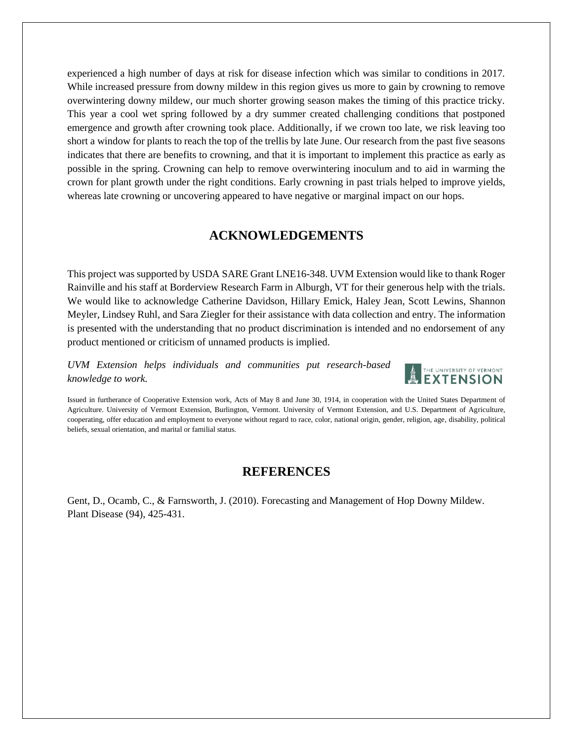experienced a high number of days at risk for disease infection which was similar to conditions in 2017. While increased pressure from downy mildew in this region gives us more to gain by crowning to remove overwintering downy mildew, our much shorter growing season makes the timing of this practice tricky. This year a cool wet spring followed by a dry summer created challenging conditions that postponed emergence and growth after crowning took place. Additionally, if we crown too late, we risk leaving too short a window for plants to reach the top of the trellis by late June. Our research from the past five seasons indicates that there are benefits to crowning, and that it is important to implement this practice as early as possible in the spring. Crowning can help to remove overwintering inoculum and to aid in warming the crown for plant growth under the right conditions. Early crowning in past trials helped to improve yields, whereas late crowning or uncovering appeared to have negative or marginal impact on our hops.

## ACKNOWLEDGEMENTS

This project was supported by USDA SARE Grant LNE16-348. UVM Extension would like to thank Roger Rainville and his staff at Borderview Research Farm in Alburgh, VT for their generous help with the trials. We would like to acknowledge Catherine Davidson, Hillary Emick, Haley Jean, Scott Lewins, Shannon Meyler, Lindsey Ruhl, and Sara Ziegler for their assistance with data collection and entry. The information is presented with the understanding that no product discrimination is intended and no endorsement of any product mentioned or criticism of unnamed products is implied.

*UVM Extension helps individuals and communities put research-based knowledge to work.*

THE UNIVERSITY OF VERMONT EXTENSION

Issued in furtherance of Cooperative Extension work, Acts of May 8 and June 30, 1914, in cooperation with the United States Department of Agriculture. University of Vermont Extension, Burlington, Vermont. University of Vermont Extension, and U.S. Department of Agriculture, cooperating, offer education and employment to everyone without regard to race, color, national origin, gender, religion, age, disability, political beliefs, sexual orientation, and marital or familial status.

## REFERENCES

Gent, D., Ocamb, C., & Farnsworth, J. (2010). Forecasting and Management of Hop Downy Mildew. Plant Disease (94), 425-431.